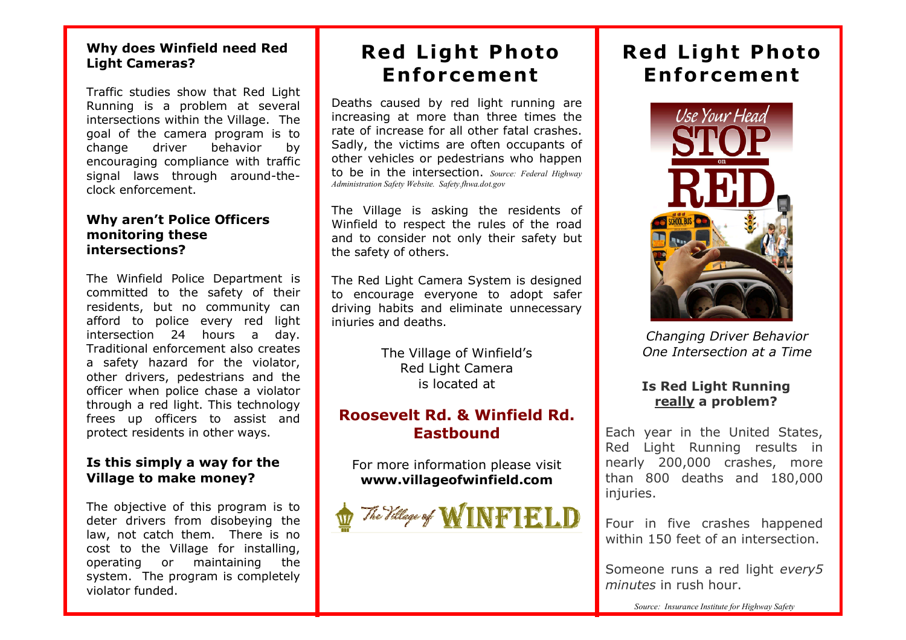### Why does Winfield need Red Light Cameras?

Traffic studies show that Red Light Running is a problem at several intersections within the Village. The goal of the camera program is to change driver behavior by encouraging compliance with traffic signal laws through around-the-clock enforcement.

### Why aren't Police Officers monitoring these intersections?

The Winfield Police Department is committed to the safety of their residents, but no community can afford to police every red light intersection 24 hours a day. Traditional enforcement also creates a safety hazard for the violator, other drivers, pedestrians and the officer when police chase a violator through a red light. This technology frees up officers to assist and protect residents in other ways.

### Is this simply a way for the Village to make money?

The objective of this program is to deter drivers from disobeying the law, not catch them. There is no cost to the Village for installing, operating or maintaining the system. The program is completely violator funded.

# Red Light Photo Enforcement

Deaths caused by red light running are increasing at more than three times the rate of increase for all other fatal crashes. Sadly, the victims are often occupants of other vehicles or pedestrians who happen to be in the intersection. *Source: Federal Highway Administration Safety Website. Safety.fhwa.dot.gov*

The Village is asking the residents of Winfield to respect the rules of the road and to consider not only their safety but the safety of others.

The Red Light Camera System is designed to encourage everyone to adopt safer driving habits and eliminate unnecessary injuries and deaths.

The Village of Winfield's
Red Light Camera
is located at

## Roosevelt Rd. & Winfield Rd. Eastbound

For more information please visit
**www.villageofwinfield.com**

The Village of WINFIELD

# Red Light Photo Enforcement

Use Your Head STOP on RED

*Changing Driver Behavior One Intersection at a Time*

### Is Red Light Running <u>really</u> a problem?

Each year in the United States, Red Light Running results in nearly 200,000 crashes, more than 800 deaths and 180,000 injuries.

Four in five crashes happened within 150 feet of an intersection.

Someone runs a red light *every5 minutes* in rush hour.

*Source: Insurance Institute for Highway Safety*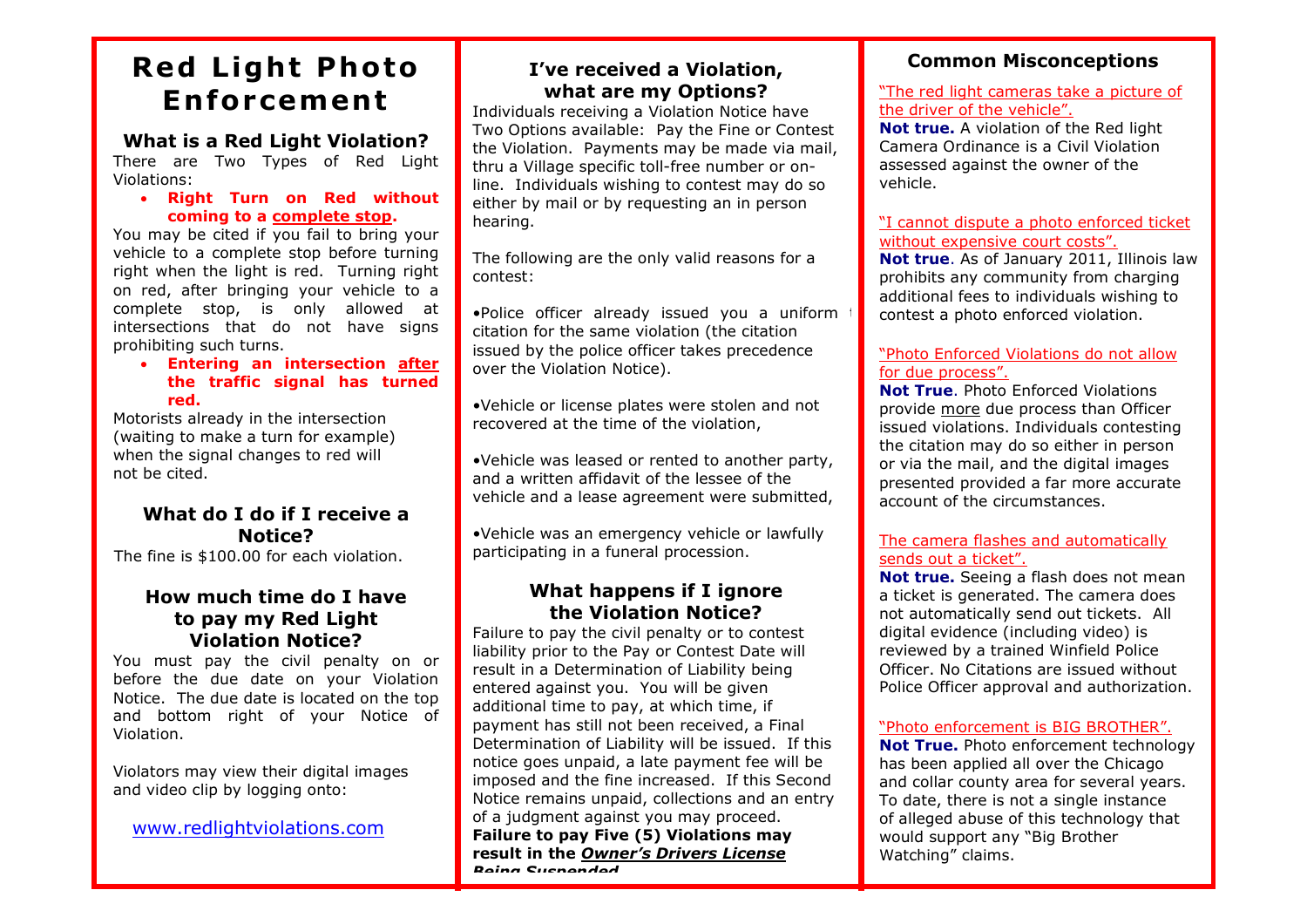# Red Light Photo Enforcement

## What is a Red Light Violation?

There are Two Types of Red Light Violations:

- **Right Turn on Red without coming to a complete stop.**

You may be cited if you fail to bring your vehicle to a complete stop before turning right when the light is red. Turning right on red, after bringing your vehicle to a complete stop, is only allowed at intersections that do not have signs prohibiting such turns.

- **Entering an intersection after the traffic signal has turned red.**

Motorists already in the intersection (waiting to make a turn for example) when the signal changes to red will not be cited.

## What do I do if I receive a Notice?

The fine is $100.00 for each violation.

## How much time do I have to pay my Red Light Violation Notice?

You must pay the civil penalty on or before the due date on your Violation Notice. The due date is located on the top and bottom right of your Notice of Violation.

Violators may view their digital images and video clip by logging onto:

www.redlightviolations.com

## I've received a Violation, what are my Options?

Individuals receiving a Violation Notice have Two Options available: Pay the Fine or Contest the Violation. Payments may be made via mail, thru a Village specific toll-free number or on-line. Individuals wishing to contest may do so either by mail or by requesting an in person hearing.

The following are the only valid reasons for a contest:

•Police officer already issued you a uniform citation for the same violation (the citation issued by the police officer takes precedence over the Violation Notice).

•Vehicle or license plates were stolen and not recovered at the time of the violation,

•Vehicle was leased or rented to another party, and a written affidavit of the lessee of the vehicle and a lease agreement were submitted,

•Vehicle was an emergency vehicle or lawfully participating in a funeral procession.

## What happens if I ignore the Violation Notice?

Failure to pay the civil penalty or to contest liability prior to the Pay or Contest Date will result in a Determination of Liability being entered against you. You will be given additional time to pay, at which time, if payment has still not been received, a Final Determination of Liability will be issued. If this notice goes unpaid, a late payment fee will be imposed and the fine increased. If this Second Notice remains unpaid, collections and an entry of a judgment against you may proceed. **Failure to pay Five (5) Violations may result in the *Owner's Drivers License Being Suspended***

## Common Misconceptions

"The red light cameras take a picture of the driver of the vehicle".

**Not true.** A violation of the Red light Camera Ordinance is a Civil Violation assessed against the owner of the vehicle.

"I cannot dispute a photo enforced ticket without expensive court costs".

**Not true**. As of January 2011, Illinois law prohibits any community from charging additional fees to individuals wishing to contest a photo enforced violation.

"Photo Enforced Violations do not allow for due process".

**Not True**. Photo Enforced Violations provide more due process than Officer issued violations. Individuals contesting the citation may do so either in person or via the mail, and the digital images presented provided a far more accurate account of the circumstances.

The camera flashes and automatically sends out a ticket".

**Not true.** Seeing a flash does not mean a ticket is generated. The camera does not automatically send out tickets. All digital evidence (including video) is reviewed by a trained Winfield Police Officer. No Citations are issued without Police Officer approval and authorization.

"Photo enforcement is BIG BROTHER".

**Not True.** Photo enforcement technology has been applied all over the Chicago and collar county area for several years. To date, there is not a single instance of alleged abuse of this technology that would support any "Big Brother Watching" claims.